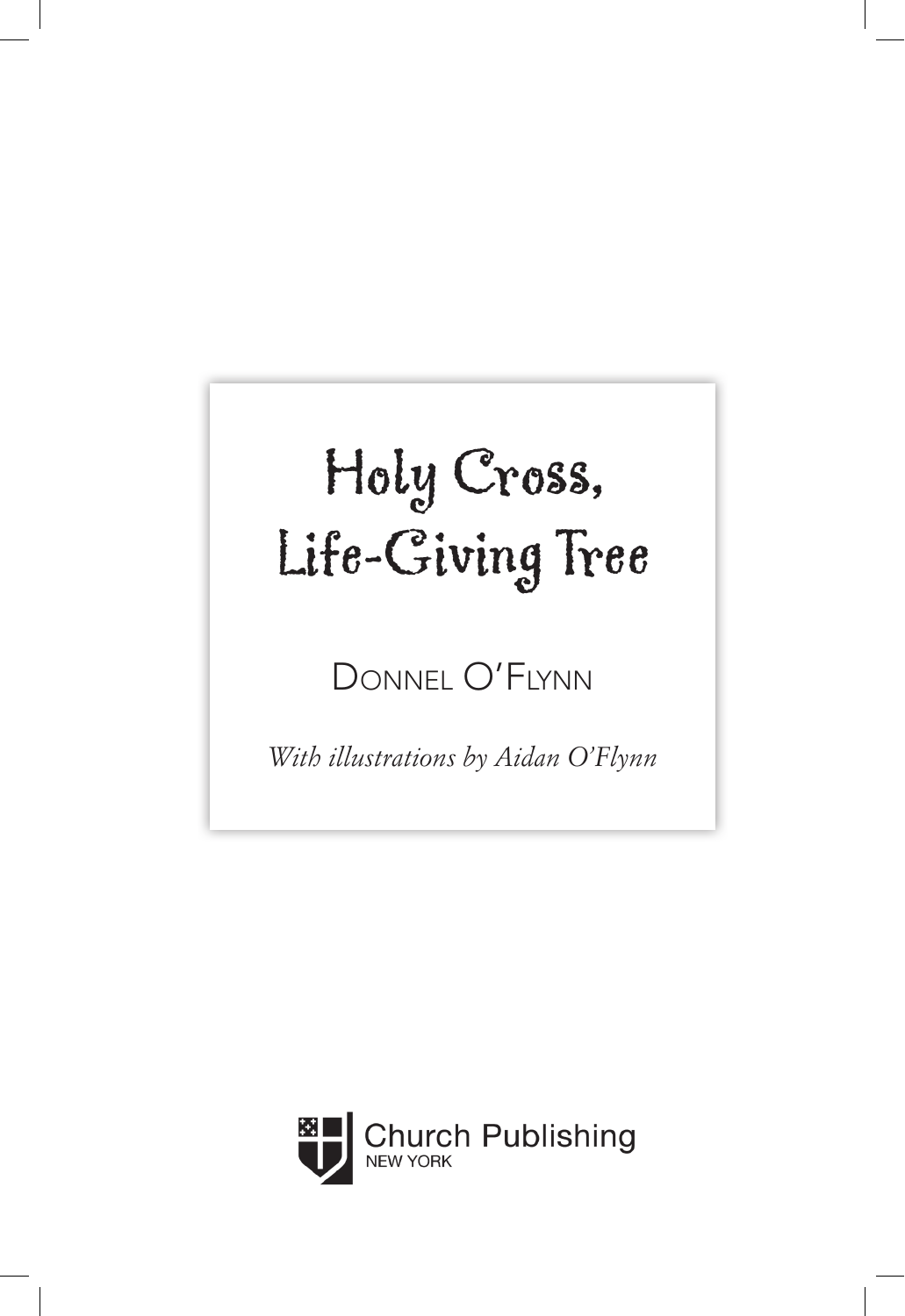# Holy Cross, Life-Giving Tree

DONNEL O'FLYNN

*With illustrations by Aidan O'Flynn*

Church Publishing
NEW YORK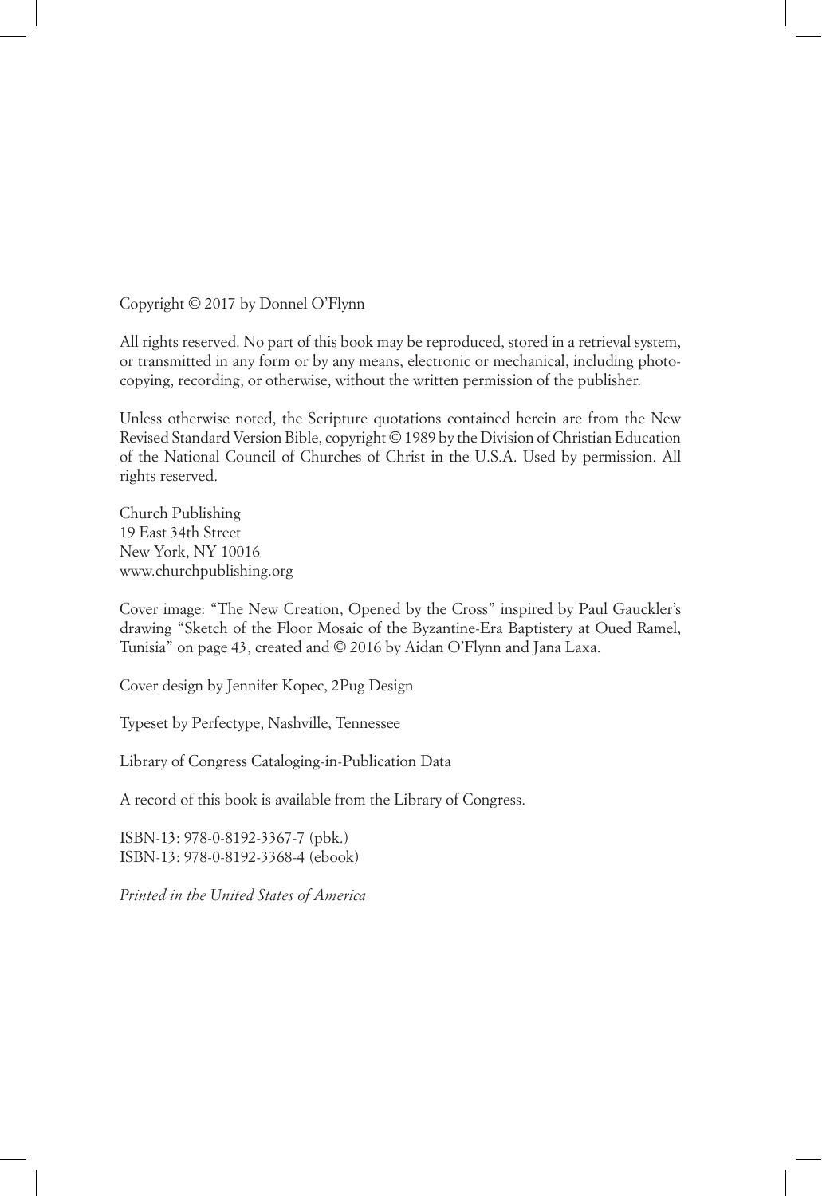Copyright © 2017 by Donnel O'Flynn

All rights reserved. No part of this book may be reproduced, stored in a retrieval system, or transmitted in any form or by any means, electronic or mechanical, including photocopying, recording, or otherwise, without the written permission of the publisher.

Unless otherwise noted, the Scripture quotations contained herein are from the New Revised Standard Version Bible, copyright © 1989 by the Division of Christian Education of the National Council of Churches of Christ in the U.S.A. Used by permission. All rights reserved.

Church Publishing
19 East 34th Street
New York, NY 10016
www.churchpublishing.org

Cover image: "The New Creation, Opened by the Cross" inspired by Paul Gauckler's drawing "Sketch of the Floor Mosaic of the Byzantine-Era Baptistery at Oued Ramel, Tunisia" on page 43, created and © 2016 by Aidan O'Flynn and Jana Laxa.

Cover design by Jennifer Kopec, 2Pug Design

Typeset by Perfectype, Nashville, Tennessee

Library of Congress Cataloging-in-Publication Data

A record of this book is available from the Library of Congress.

ISBN-13: 978-0-8192-3367-7 (pbk.)
ISBN-13: 978-0-8192-3368-4 (ebook)

*Printed in the United States of America*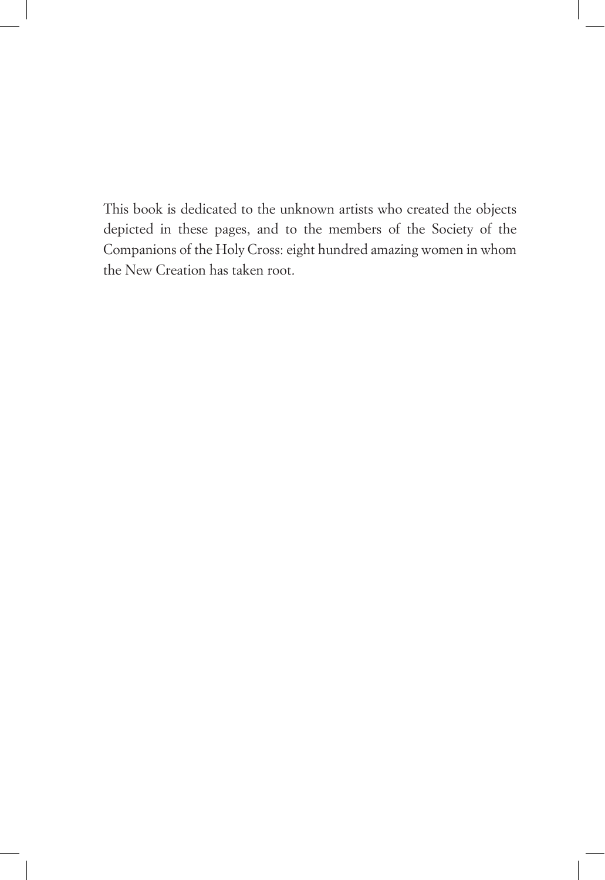This book is dedicated to the unknown artists who created the objects depicted in these pages, and to the members of the Society of the Companions of the Holy Cross: eight hundred amazing women in whom the New Creation has taken root.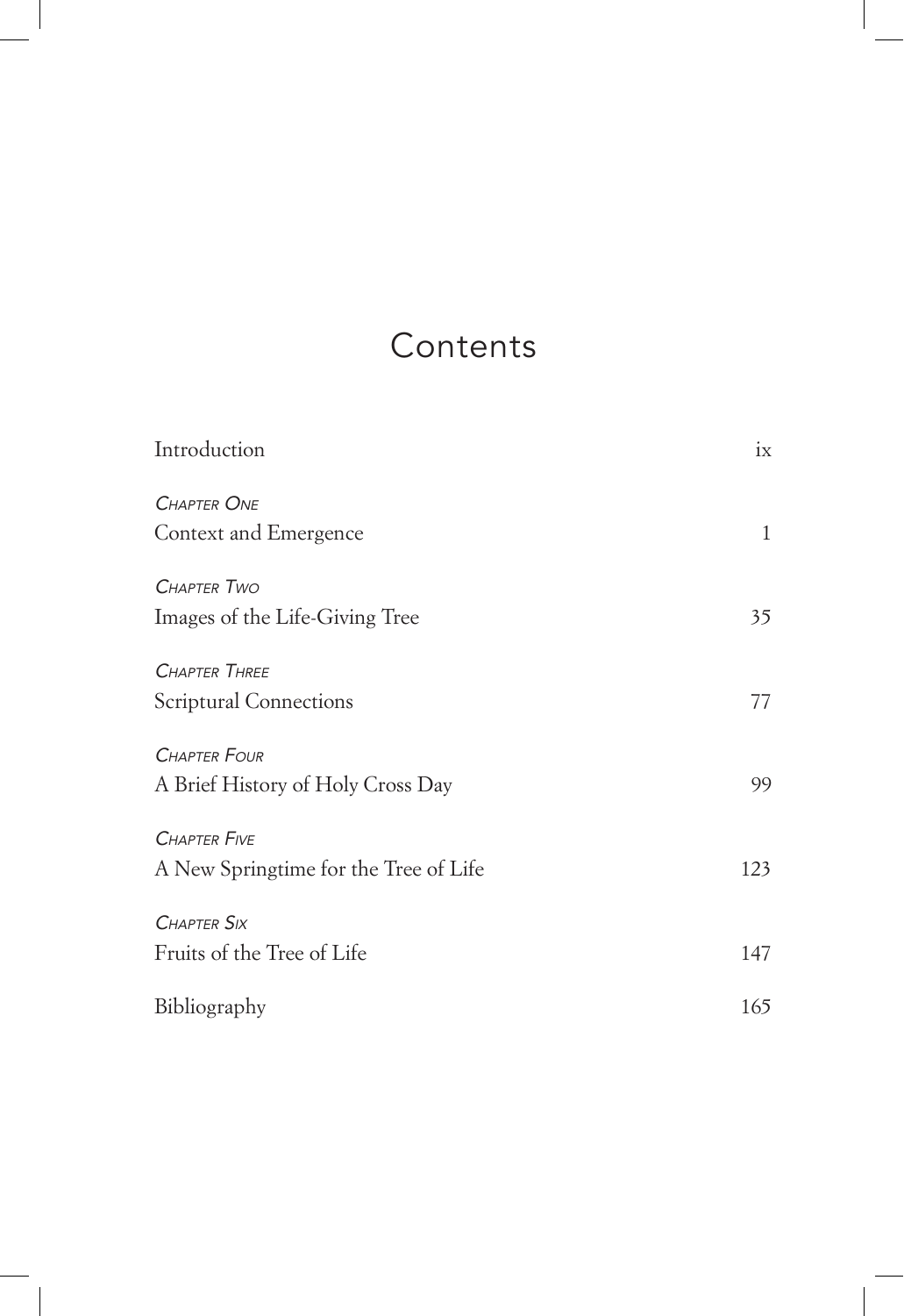# Contents

Introduction ix

*Chapter One*
Context and Emergence 1

*Chapter Two*
Images of the Life-Giving Tree 35

*Chapter Three*
Scriptural Connections 77

*Chapter Four*
A Brief History of Holy Cross Day 99

*Chapter Five*
A New Springtime for the Tree of Life 123

*Chapter Six*
Fruits of the Tree of Life 147

Bibliography 165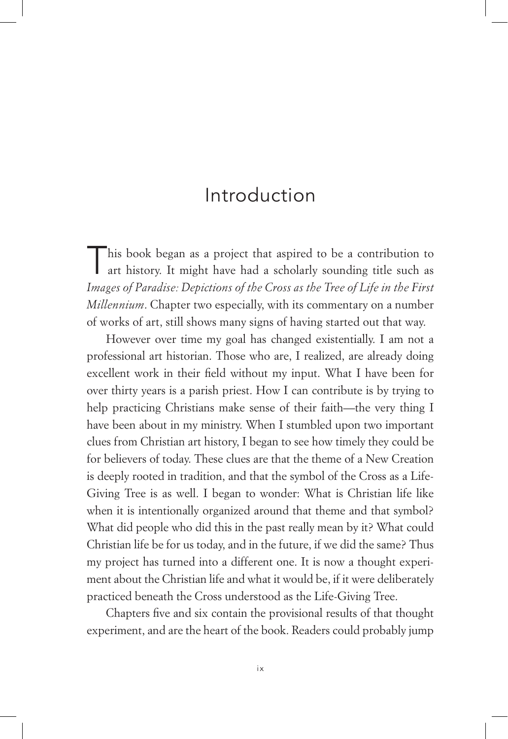# Introduction

This book began as a project that aspired to be a contribution to art history. It might have had a scholarly sounding title such as *Images of Paradise: Depictions of the Cross as the Tree of Life in the First Millennium*. Chapter two especially, with its commentary on a number of works of art, still shows many signs of having started out that way.

However over time my goal has changed existentially. I am not a professional art historian. Those who are, I realized, are already doing excellent work in their field without my input. What I have been for over thirty years is a parish priest. How I can contribute is by trying to help practicing Christians make sense of their faith—the very thing I have been about in my ministry. When I stumbled upon two important clues from Christian art history, I began to see how timely they could be for believers of today. These clues are that the theme of a New Creation is deeply rooted in tradition, and that the symbol of the Cross as a Life-Giving Tree is as well. I began to wonder: What is Christian life like when it is intentionally organized around that theme and that symbol? What did people who did this in the past really mean by it? What could Christian life be for us today, and in the future, if we did the same? Thus my project has turned into a different one. It is now a thought experiment about the Christian life and what it would be, if it were deliberately practiced beneath the Cross understood as the Life-Giving Tree.

Chapters five and six contain the provisional results of that thought experiment, and are the heart of the book. Readers could probably jump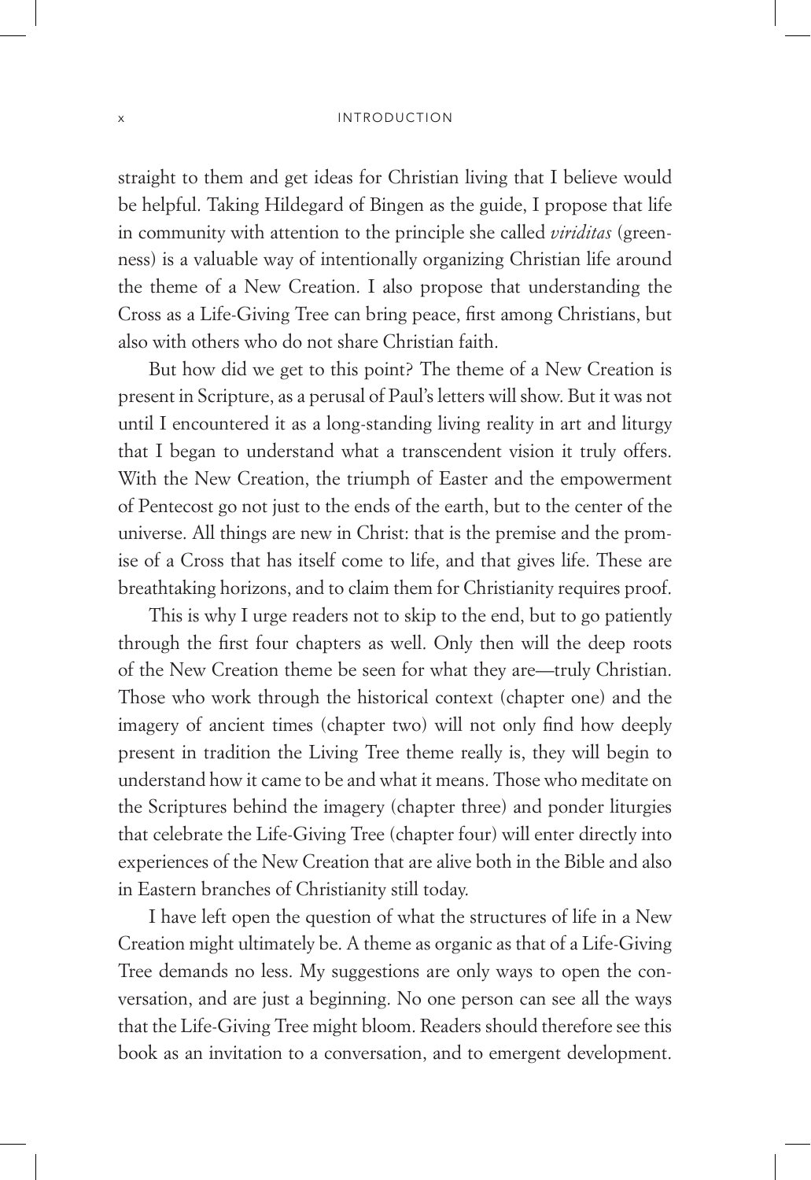straight to them and get ideas for Christian living that I believe would be helpful. Taking Hildegard of Bingen as the guide, I propose that life in community with attention to the principle she called *viriditas* (greenness) is a valuable way of intentionally organizing Christian life around the theme of a New Creation. I also propose that understanding the Cross as a Life-Giving Tree can bring peace, first among Christians, but also with others who do not share Christian faith.

But how did we get to this point? The theme of a New Creation is present in Scripture, as a perusal of Paul's letters will show. But it was not until I encountered it as a long-standing living reality in art and liturgy that I began to understand what a transcendent vision it truly offers. With the New Creation, the triumph of Easter and the empowerment of Pentecost go not just to the ends of the earth, but to the center of the universe. All things are new in Christ: that is the premise and the promise of a Cross that has itself come to life, and that gives life. These are breathtaking horizons, and to claim them for Christianity requires proof.

This is why I urge readers not to skip to the end, but to go patiently through the first four chapters as well. Only then will the deep roots of the New Creation theme be seen for what they are—truly Christian. Those who work through the historical context (chapter one) and the imagery of ancient times (chapter two) will not only find how deeply present in tradition the Living Tree theme really is, they will begin to understand how it came to be and what it means. Those who meditate on the Scriptures behind the imagery (chapter three) and ponder liturgies that celebrate the Life-Giving Tree (chapter four) will enter directly into experiences of the New Creation that are alive both in the Bible and also in Eastern branches of Christianity still today.

I have left open the question of what the structures of life in a New Creation might ultimately be. A theme as organic as that of a Life-Giving Tree demands no less. My suggestions are only ways to open the conversation, and are just a beginning. No one person can see all the ways that the Life-Giving Tree might bloom. Readers should therefore see this book as an invitation to a conversation, and to emergent development.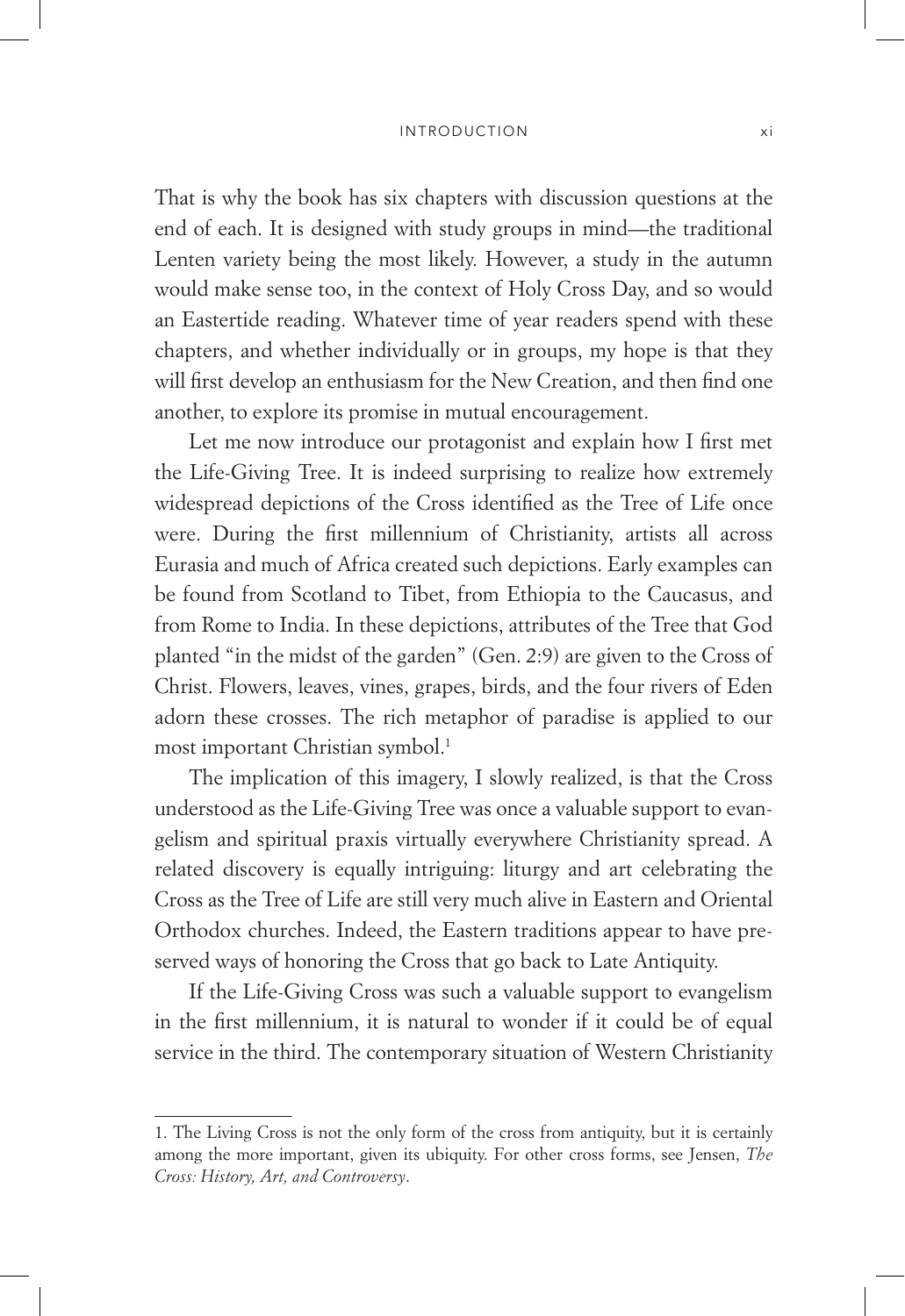That is why the book has six chapters with discussion questions at the end of each. It is designed with study groups in mind—the traditional Lenten variety being the most likely. However, a study in the autumn would make sense too, in the context of Holy Cross Day, and so would an Eastertide reading. Whatever time of year readers spend with these chapters, and whether individually or in groups, my hope is that they will first develop an enthusiasm for the New Creation, and then find one another, to explore its promise in mutual encouragement.

Let me now introduce our protagonist and explain how I first met the Life-Giving Tree. It is indeed surprising to realize how extremely widespread depictions of the Cross identified as the Tree of Life once were. During the first millennium of Christianity, artists all across Eurasia and much of Africa created such depictions. Early examples can be found from Scotland to Tibet, from Ethiopia to the Caucasus, and from Rome to India. In these depictions, attributes of the Tree that God planted "in the midst of the garden" (Gen. 2:9) are given to the Cross of Christ. Flowers, leaves, vines, grapes, birds, and the four rivers of Eden adorn these crosses. The rich metaphor of paradise is applied to our most important Christian symbol.[1]

The implication of this imagery, I slowly realized, is that the Cross understood as the Life-Giving Tree was once a valuable support to evangelism and spiritual praxis virtually everywhere Christianity spread. A related discovery is equally intriguing: liturgy and art celebrating the Cross as the Tree of Life are still very much alive in Eastern and Oriental Orthodox churches. Indeed, the Eastern traditions appear to have preserved ways of honoring the Cross that go back to Late Antiquity.

If the Life-Giving Cross was such a valuable support to evangelism in the first millennium, it is natural to wonder if it could be of equal service in the third. The contemporary situation of Western Christianity

---

1. The Living Cross is not the only form of the cross from antiquity, but it is certainly among the more important, given its ubiquity. For other cross forms, see Jensen, *The Cross: History, Art, and Controversy*.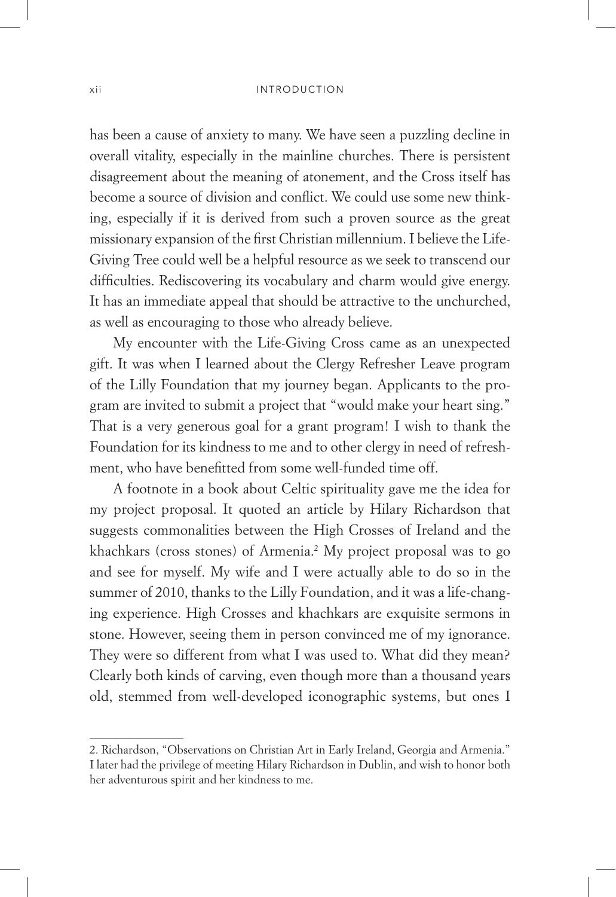has been a cause of anxiety to many. We have seen a puzzling decline in overall vitality, especially in the mainline churches. There is persistent disagreement about the meaning of atonement, and the Cross itself has become a source of division and conflict. We could use some new thinking, especially if it is derived from such a proven source as the great missionary expansion of the first Christian millennium. I believe the Life-Giving Tree could well be a helpful resource as we seek to transcend our difficulties. Rediscovering its vocabulary and charm would give energy. It has an immediate appeal that should be attractive to the unchurched, as well as encouraging to those who already believe.

My encounter with the Life-Giving Cross came as an unexpected gift. It was when I learned about the Clergy Refresher Leave program of the Lilly Foundation that my journey began. Applicants to the program are invited to submit a project that "would make your heart sing." That is a very generous goal for a grant program! I wish to thank the Foundation for its kindness to me and to other clergy in need of refreshment, who have benefitted from some well-funded time off.

A footnote in a book about Celtic spirituality gave me the idea for my project proposal. It quoted an article by Hilary Richardson that suggests commonalities between the High Crosses of Ireland and the khachkars (cross stones) of Armenia.[2] My project proposal was to go and see for myself. My wife and I were actually able to do so in the summer of 2010, thanks to the Lilly Foundation, and it was a life-changing experience. High Crosses and khachkars are exquisite sermons in stone. However, seeing them in person convinced me of my ignorance. They were so different from what I was used to. What did they mean? Clearly both kinds of carving, even though more than a thousand years old, stemmed from well-developed iconographic systems, but ones I

---

2. Richardson, "Observations on Christian Art in Early Ireland, Georgia and Armenia." I later had the privilege of meeting Hilary Richardson in Dublin, and wish to honor both her adventurous spirit and her kindness to me.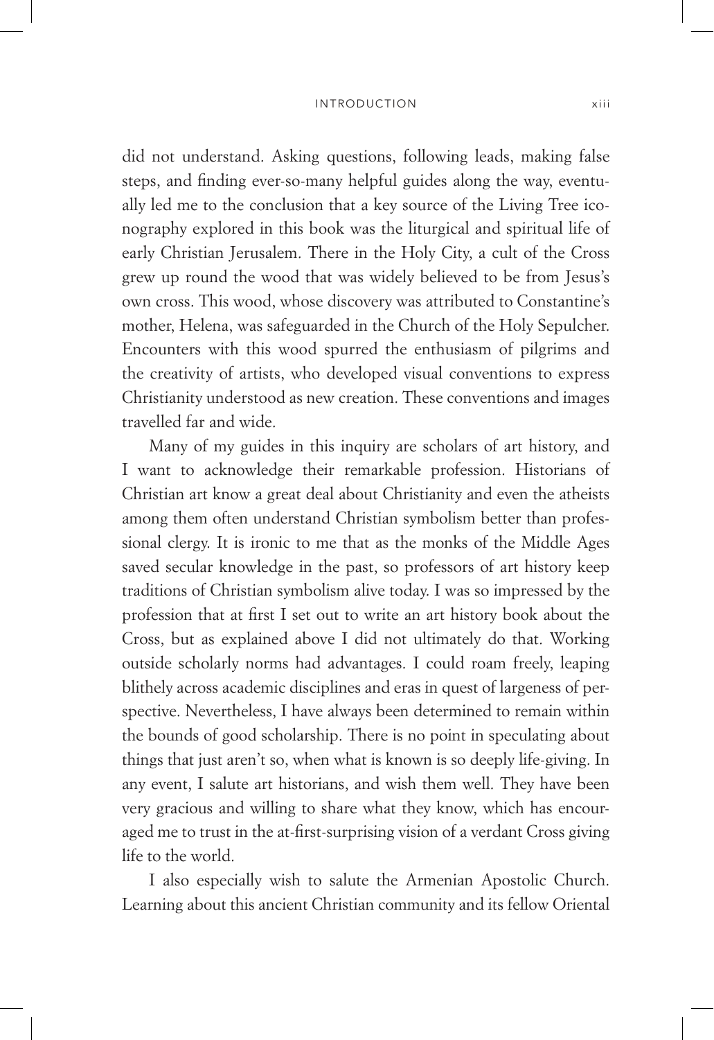did not understand. Asking questions, following leads, making false steps, and finding ever-so-many helpful guides along the way, eventually led me to the conclusion that a key source of the Living Tree iconography explored in this book was the liturgical and spiritual life of early Christian Jerusalem. There in the Holy City, a cult of the Cross grew up round the wood that was widely believed to be from Jesus's own cross. This wood, whose discovery was attributed to Constantine's mother, Helena, was safeguarded in the Church of the Holy Sepulcher. Encounters with this wood spurred the enthusiasm of pilgrims and the creativity of artists, who developed visual conventions to express Christianity understood as new creation. These conventions and images travelled far and wide.

Many of my guides in this inquiry are scholars of art history, and I want to acknowledge their remarkable profession. Historians of Christian art know a great deal about Christianity and even the atheists among them often understand Christian symbolism better than professional clergy. It is ironic to me that as the monks of the Middle Ages saved secular knowledge in the past, so professors of art history keep traditions of Christian symbolism alive today. I was so impressed by the profession that at first I set out to write an art history book about the Cross, but as explained above I did not ultimately do that. Working outside scholarly norms had advantages. I could roam freely, leaping blithely across academic disciplines and eras in quest of largeness of perspective. Nevertheless, I have always been determined to remain within the bounds of good scholarship. There is no point in speculating about things that just aren't so, when what is known is so deeply life-giving. In any event, I salute art historians, and wish them well. They have been very gracious and willing to share what they know, which has encouraged me to trust in the at-first-surprising vision of a verdant Cross giving life to the world.

I also especially wish to salute the Armenian Apostolic Church. Learning about this ancient Christian community and its fellow Oriental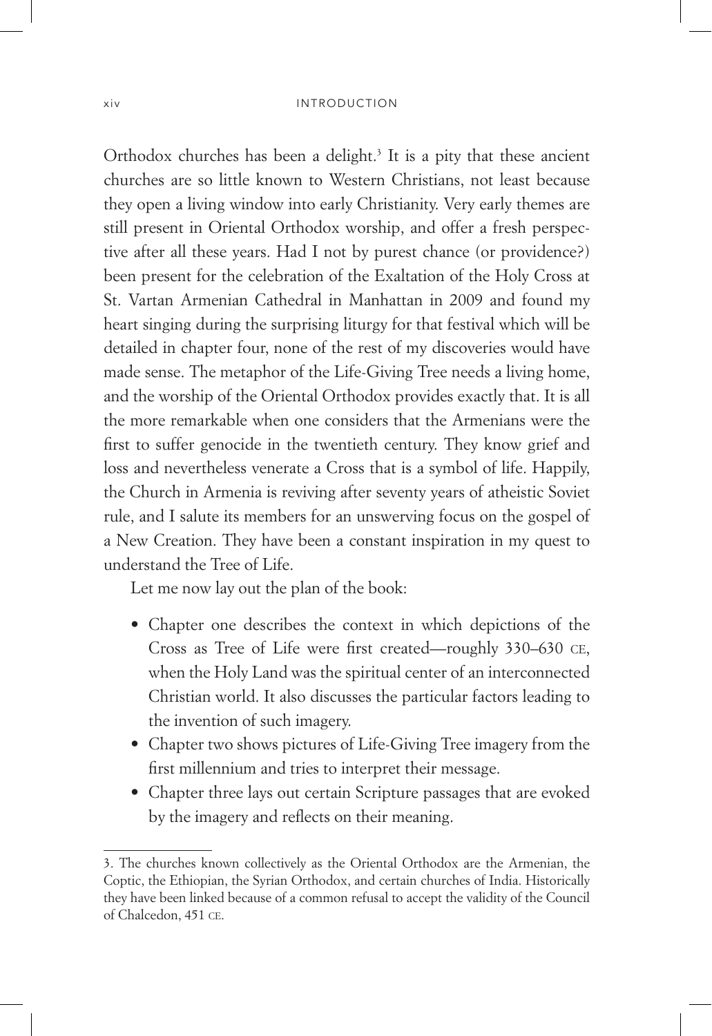Orthodox churches has been a delight.[3] It is a pity that these ancient churches are so little known to Western Christians, not least because they open a living window into early Christianity. Very early themes are still present in Oriental Orthodox worship, and offer a fresh perspective after all these years. Had I not by purest chance (or providence?) been present for the celebration of the Exaltation of the Holy Cross at St. Vartan Armenian Cathedral in Manhattan in 2009 and found my heart singing during the surprising liturgy for that festival which will be detailed in chapter four, none of the rest of my discoveries would have made sense. The metaphor of the Life-Giving Tree needs a living home, and the worship of the Oriental Orthodox provides exactly that. It is all the more remarkable when one considers that the Armenians were the first to suffer genocide in the twentieth century. They know grief and loss and nevertheless venerate a Cross that is a symbol of life. Happily, the Church in Armenia is reviving after seventy years of atheistic Soviet rule, and I salute its members for an unswerving focus on the gospel of a New Creation. They have been a constant inspiration in my quest to understand the Tree of Life.

Let me now lay out the plan of the book:

- Chapter one describes the context in which depictions of the Cross as Tree of Life were first created—roughly 330–630 CE, when the Holy Land was the spiritual center of an interconnected Christian world. It also discusses the particular factors leading to the invention of such imagery.
- Chapter two shows pictures of Life-Giving Tree imagery from the first millennium and tries to interpret their message.
- Chapter three lays out certain Scripture passages that are evoked by the imagery and reflects on their meaning.

---

3. The churches known collectively as the Oriental Orthodox are the Armenian, the Coptic, the Ethiopian, the Syrian Orthodox, and certain churches of India. Historically they have been linked because of a common refusal to accept the validity of the Council of Chalcedon, 451 CE.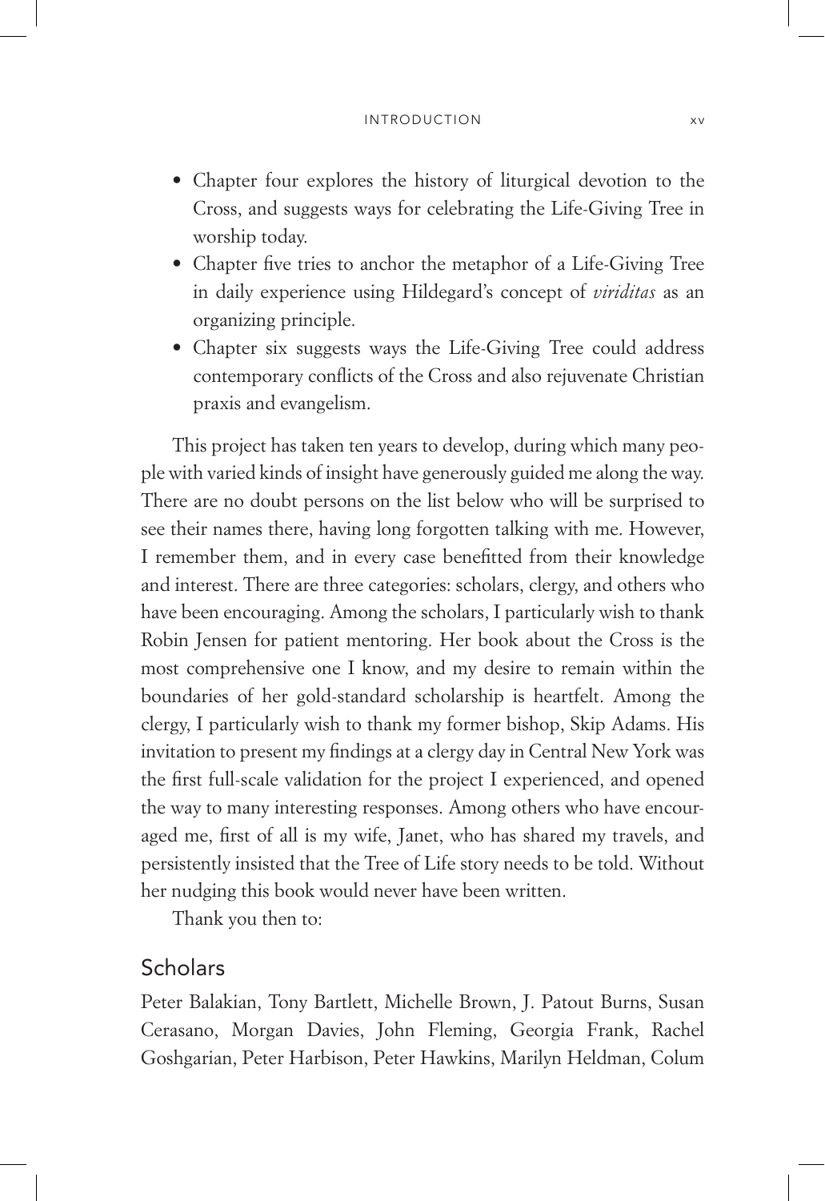- Chapter four explores the history of liturgical devotion to the Cross, and suggests ways for celebrating the Life-Giving Tree in worship today.
- Chapter five tries to anchor the metaphor of a Life-Giving Tree in daily experience using Hildegard's concept of *viriditas* as an organizing principle.
- Chapter six suggests ways the Life-Giving Tree could address contemporary conflicts of the Cross and also rejuvenate Christian praxis and evangelism.

This project has taken ten years to develop, during which many people with varied kinds of insight have generously guided me along the way. There are no doubt persons on the list below who will be surprised to see their names there, having long forgotten talking with me. However, I remember them, and in every case benefitted from their knowledge and interest. There are three categories: scholars, clergy, and others who have been encouraging. Among the scholars, I particularly wish to thank Robin Jensen for patient mentoring. Her book about the Cross is the most comprehensive one I know, and my desire to remain within the boundaries of her gold-standard scholarship is heartfelt. Among the clergy, I particularly wish to thank my former bishop, Skip Adams. His invitation to present my findings at a clergy day in Central New York was the first full-scale validation for the project I experienced, and opened the way to many interesting responses. Among others who have encouraged me, first of all is my wife, Janet, who has shared my travels, and persistently insisted that the Tree of Life story needs to be told. Without her nudging this book would never have been written.

Thank you then to:

## Scholars

Peter Balakian, Tony Bartlett, Michelle Brown, J. Patout Burns, Susan Cerasano, Morgan Davies, John Fleming, Georgia Frank, Rachel Goshgarian, Peter Harbison, Peter Hawkins, Marilyn Heldman, Colum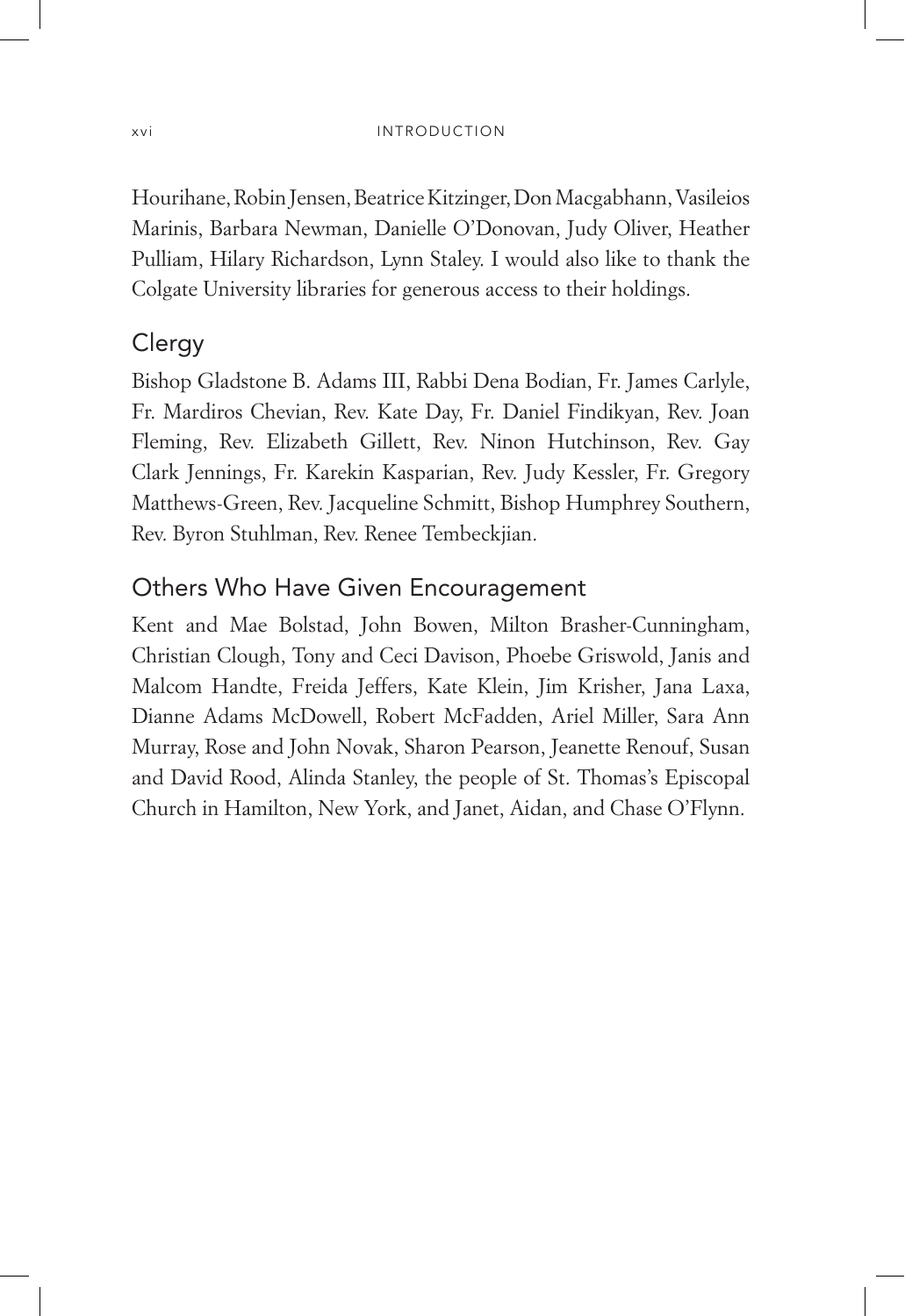Hourihane, Robin Jensen, Beatrice Kitzinger, Don Macgabhann, Vasileios Marinis, Barbara Newman, Danielle O'Donovan, Judy Oliver, Heather Pulliam, Hilary Richardson, Lynn Staley. I would also like to thank the Colgate University libraries for generous access to their holdings.

## Clergy

Bishop Gladstone B. Adams III, Rabbi Dena Bodian, Fr. James Carlyle, Fr. Mardiros Chevian, Rev. Kate Day, Fr. Daniel Findikyan, Rev. Joan Fleming, Rev. Elizabeth Gillett, Rev. Ninon Hutchinson, Rev. Gay Clark Jennings, Fr. Karekin Kasparian, Rev. Judy Kessler, Fr. Gregory Matthews-Green, Rev. Jacqueline Schmitt, Bishop Humphrey Southern, Rev. Byron Stuhlman, Rev. Renee Tembeckjian.

## Others Who Have Given Encouragement

Kent and Mae Bolstad, John Bowen, Milton Brasher-Cunningham, Christian Clough, Tony and Ceci Davison, Phoebe Griswold, Janis and Malcom Handte, Freida Jeffers, Kate Klein, Jim Krisher, Jana Laxa, Dianne Adams McDowell, Robert McFadden, Ariel Miller, Sara Ann Murray, Rose and John Novak, Sharon Pearson, Jeanette Renouf, Susan and David Rood, Alinda Stanley, the people of St. Thomas's Episcopal Church in Hamilton, New York, and Janet, Aidan, and Chase O'Flynn.